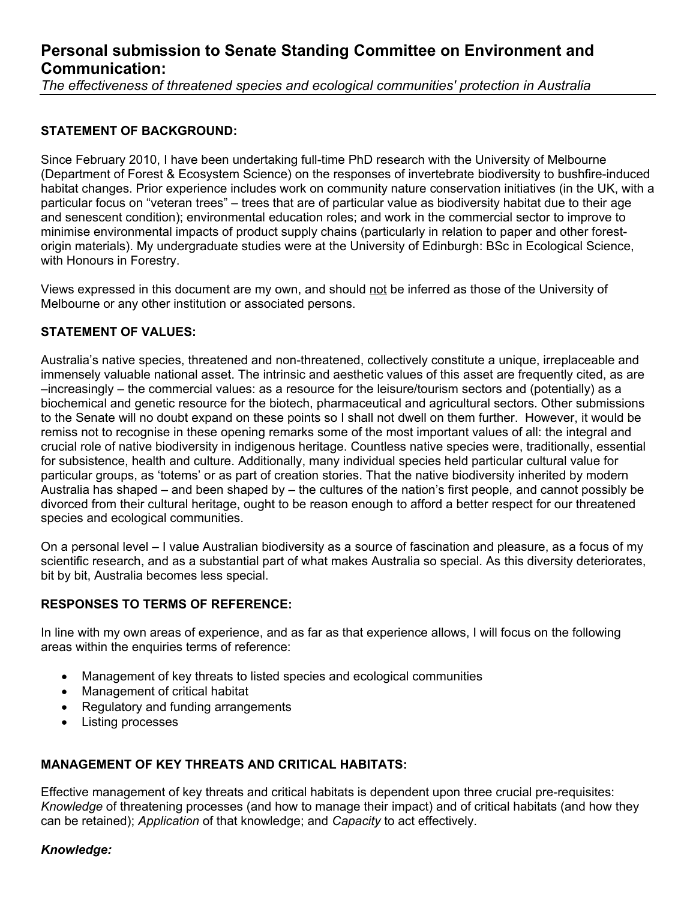# Personal submission to Senate Standing Committee on Environment and Communication:

*The effectiveness of threatened species and ecological communities' protection in Australia*

## STATEMENT OF BACKGROUND:

Since February 2010, I have been undertaking full-time PhD research with the University of Melbourne (Department of Forest & Ecosystem Science) on the responses of invertebrate biodiversity to bushfire-induced habitat changes. Prior experience includes work on community nature conservation initiatives (in the UK, with a particular focus on "veteran trees" – trees that are of particular value as biodiversity habitat due to their age and senescent condition); environmental education roles; and work in the commercial sector to improve to minimise environmental impacts of product supply chains (particularly in relation to paper and other forest-origin materials). My undergraduate studies were at the University of Edinburgh: BSc in Ecological Science, with Honours in Forestry.

Views expressed in this document are my own, and should <u>not</u> be inferred as those of the University of Melbourne or any other institution or associated persons.

## STATEMENT OF VALUES:

Australia's native species, threatened and non-threatened, collectively constitute a unique, irreplaceable and immensely valuable national asset. The intrinsic and aesthetic values of this asset are frequently cited, as are –increasingly – the commercial values: as a resource for the leisure/tourism sectors and (potentially) as a biochemical and genetic resource for the biotech, pharmaceutical and agricultural sectors. Other submissions to the Senate will no doubt expand on these points so I shall not dwell on them further. However, it would be remiss not to recognise in these opening remarks some of the most important values of all: the integral and crucial role of native biodiversity in indigenous heritage. Countless native species were, traditionally, essential for subsistence, health and culture. Additionally, many individual species held particular cultural value for particular groups, as 'totems' or as part of creation stories. That the native biodiversity inherited by modern Australia has shaped – and been shaped by – the cultures of the nation's first people, and cannot possibly be divorced from their cultural heritage, ought to be reason enough to afford a better respect for our threatened species and ecological communities.

On a personal level – I value Australian biodiversity as a source of fascination and pleasure, as a focus of my scientific research, and as a substantial part of what makes Australia so special. As this diversity deteriorates, bit by bit, Australia becomes less special.

## RESPONSES TO TERMS OF REFERENCE:

In line with my own areas of experience, and as far as that experience allows, I will focus on the following areas within the enquiries terms of reference:

- Management of key threats to listed species and ecological communities
- Management of critical habitat
- Regulatory and funding arrangements
- Listing processes

## MANAGEMENT OF KEY THREATS AND CRITICAL HABITATS:

Effective management of key threats and critical habitats is dependent upon three crucial pre-requisites: *Knowledge* of threatening processes (and how to manage their impact) and of critical habitats (and how they can be retained); *Application* of that knowledge; and *Capacity* to act effectively.

### *Knowledge:*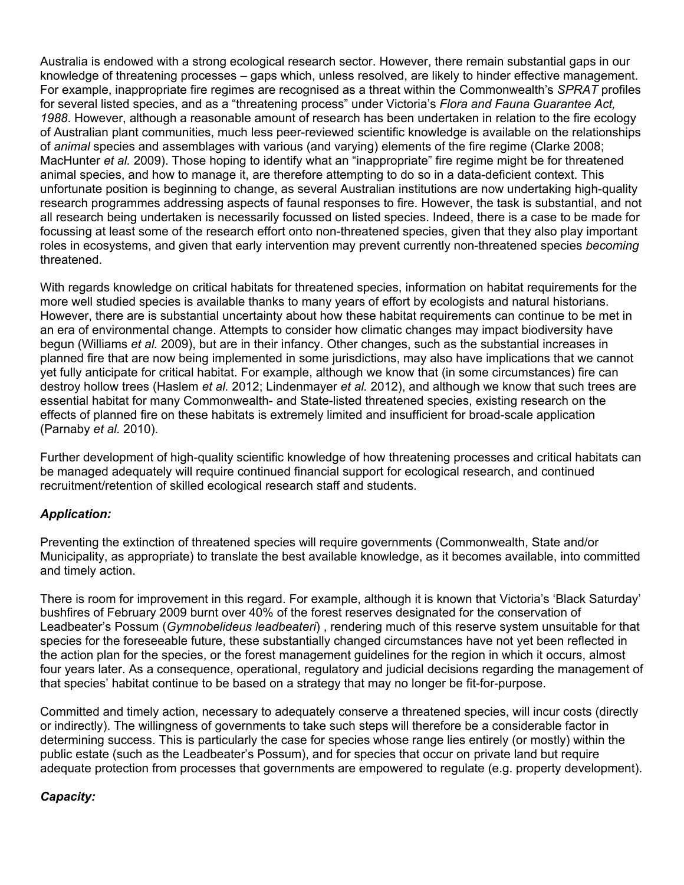Australia is endowed with a strong ecological research sector. However, there remain substantial gaps in our knowledge of threatening processes – gaps which, unless resolved, are likely to hinder effective management. For example, inappropriate fire regimes are recognised as a threat within the Commonwealth's *SPRAT* profiles for several listed species, and as a "threatening process" under Victoria's *Flora and Fauna Guarantee Act, 1988*. However, although a reasonable amount of research has been undertaken in relation to the fire ecology of Australian plant communities, much less peer-reviewed scientific knowledge is available on the relationships of *animal* species and assemblages with various (and varying) elements of the fire regime (Clarke 2008; MacHunter *et al.* 2009). Those hoping to identify what an "inappropriate" fire regime might be for threatened animal species, and how to manage it, are therefore attempting to do so in a data-deficient context. This unfortunate position is beginning to change, as several Australian institutions are now undertaking high-quality research programmes addressing aspects of faunal responses to fire. However, the task is substantial, and not all research being undertaken is necessarily focussed on listed species. Indeed, there is a case to be made for focussing at least some of the research effort onto non-threatened species, given that they also play important roles in ecosystems, and given that early intervention may prevent currently non-threatened species *becoming* threatened.

With regards knowledge on critical habitats for threatened species, information on habitat requirements for the more well studied species is available thanks to many years of effort by ecologists and natural historians. However, there are is substantial uncertainty about how these habitat requirements can continue to be met in an era of environmental change. Attempts to consider how climatic changes may impact biodiversity have begun (Williams *et al.* 2009), but are in their infancy. Other changes, such as the substantial increases in planned fire that are now being implemented in some jurisdictions, may also have implications that we cannot yet fully anticipate for critical habitat. For example, although we know that (in some circumstances) fire can destroy hollow trees (Haslem *et al.* 2012; Lindenmayer *et al.* 2012), and although we know that such trees are essential habitat for many Commonwealth- and State-listed threatened species, existing research on the effects of planned fire on these habitats is extremely limited and insufficient for broad-scale application (Parnaby *et al.* 2010).

Further development of high-quality scientific knowledge of how threatening processes and critical habitats can be managed adequately will require continued financial support for ecological research, and continued recruitment/retention of skilled ecological research staff and students.

### *Application:*

Preventing the extinction of threatened species will require governments (Commonwealth, State and/or Municipality, as appropriate) to translate the best available knowledge, as it becomes available, into committed and timely action.

There is room for improvement in this regard. For example, although it is known that Victoria's 'Black Saturday' bushfires of February 2009 burnt over 40% of the forest reserves designated for the conservation of Leadbeater's Possum (*Gymnobelideus leadbeateri*) , rendering much of this reserve system unsuitable for that species for the foreseeable future, these substantially changed circumstances have not yet been reflected in the action plan for the species, or the forest management guidelines for the region in which it occurs, almost four years later. As a consequence, operational, regulatory and judicial decisions regarding the management of that species' habitat continue to be based on a strategy that may no longer be fit-for-purpose.

Committed and timely action, necessary to adequately conserve a threatened species, will incur costs (directly or indirectly). The willingness of governments to take such steps will therefore be a considerable factor in determining success. This is particularly the case for species whose range lies entirely (or mostly) within the public estate (such as the Leadbeater's Possum), and for species that occur on private land but require adequate protection from processes that governments are empowered to regulate (e.g. property development).

### *Capacity:*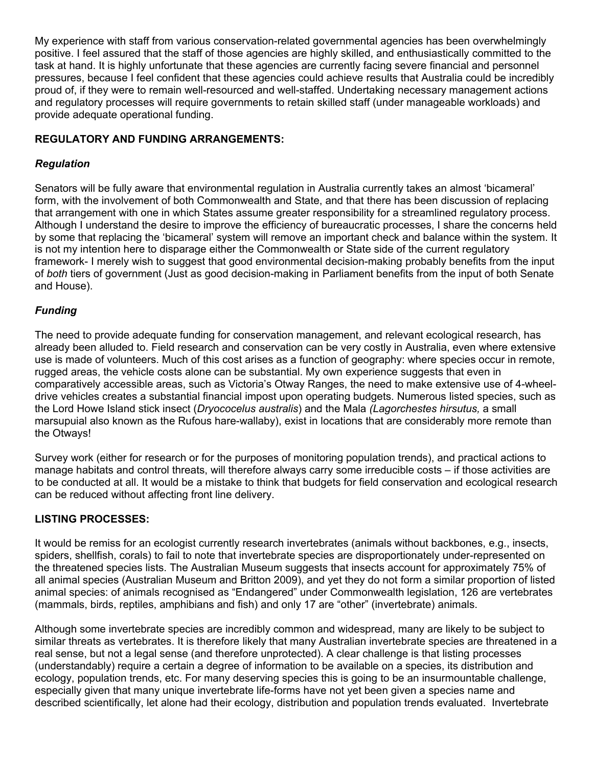My experience with staff from various conservation-related governmental agencies has been overwhelmingly positive. I feel assured that the staff of those agencies are highly skilled, and enthusiastically committed to the task at hand. It is highly unfortunate that these agencies are currently facing severe financial and personnel pressures, because I feel confident that these agencies could achieve results that Australia could be incredibly proud of, if they were to remain well-resourced and well-staffed. Undertaking necessary management actions and regulatory processes will require governments to retain skilled staff (under manageable workloads) and provide adequate operational funding.

## REGULATORY AND FUNDING ARRANGEMENTS:

### *Regulation*

Senators will be fully aware that environmental regulation in Australia currently takes an almost 'bicameral' form, with the involvement of both Commonwealth and State, and that there has been discussion of replacing that arrangement with one in which States assume greater responsibility for a streamlined regulatory process. Although I understand the desire to improve the efficiency of bureaucratic processes, I share the concerns held by some that replacing the 'bicameral' system will remove an important check and balance within the system. It is not my intention here to disparage either the Commonwealth or State side of the current regulatory framework- I merely wish to suggest that good environmental decision-making probably benefits from the input of *both* tiers of government (Just as good decision-making in Parliament benefits from the input of both Senate and House).

### *Funding*

The need to provide adequate funding for conservation management, and relevant ecological research, has already been alluded to. Field research and conservation can be very costly in Australia, even where extensive use is made of volunteers. Much of this cost arises as a function of geography: where species occur in remote, rugged areas, the vehicle costs alone can be substantial. My own experience suggests that even in comparatively accessible areas, such as Victoria's Otway Ranges, the need to make extensive use of 4-wheel-drive vehicles creates a substantial financial impost upon operating budgets. Numerous listed species, such as the Lord Howe Island stick insect (*Dryococelus australis*) and the Mala *(Lagorchestes hirsutus,* a small marsupuial also known as the Rufous hare-wallaby), exist in locations that are considerably more remote than the Otways!

Survey work (either for research or for the purposes of monitoring population trends), and practical actions to manage habitats and control threats, will therefore always carry some irreducible costs – if those activities are to be conducted at all. It would be a mistake to think that budgets for field conservation and ecological research can be reduced without affecting front line delivery.

## LISTING PROCESSES:

It would be remiss for an ecologist currently research invertebrates (animals without backbones, e.g., insects, spiders, shellfish, corals) to fail to note that invertebrate species are disproportionately under-represented on the threatened species lists. The Australian Museum suggests that insects account for approximately 75% of all animal species (Australian Museum and Britton 2009), and yet they do not form a similar proportion of listed animal species: of animals recognised as "Endangered" under Commonwealth legislation, 126 are vertebrates (mammals, birds, reptiles, amphibians and fish) and only 17 are "other" (invertebrate) animals.

Although some invertebrate species are incredibly common and widespread, many are likely to be subject to similar threats as vertebrates. It is therefore likely that many Australian invertebrate species are threatened in a real sense, but not a legal sense (and therefore unprotected). A clear challenge is that listing processes (understandably) require a certain a degree of information to be available on a species, its distribution and ecology, population trends, etc. For many deserving species this is going to be an insurmountable challenge, especially given that many unique invertebrate life-forms have not yet been given a species name and described scientifically, let alone had their ecology, distribution and population trends evaluated. Invertebrate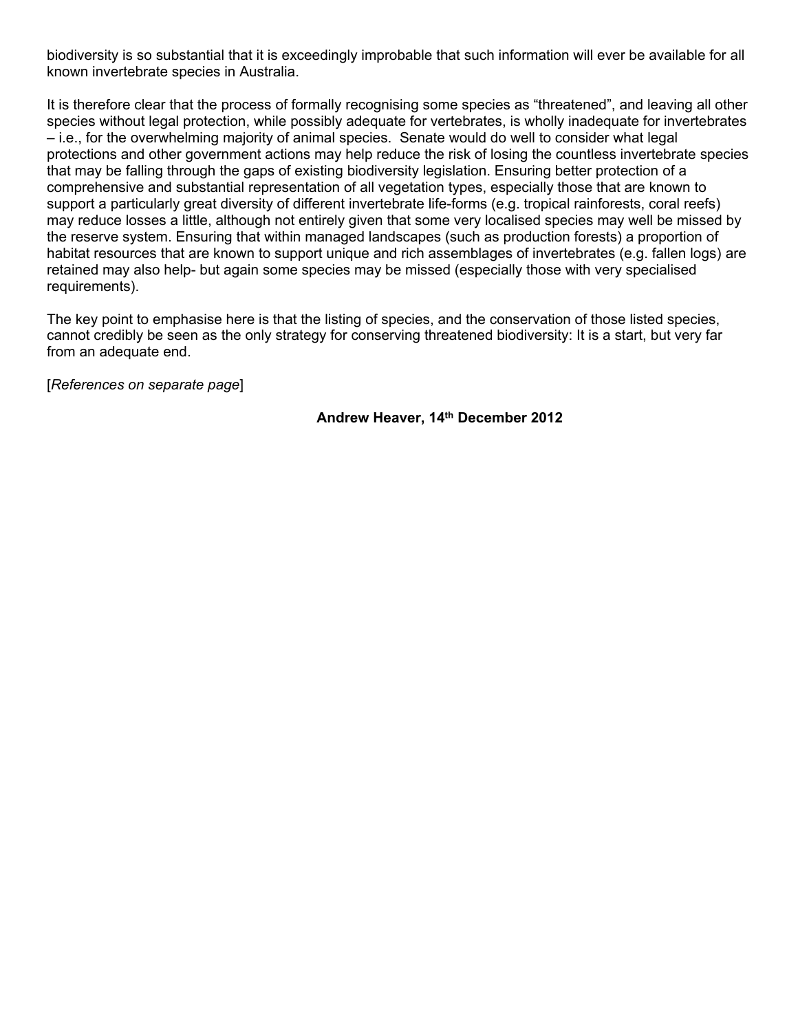biodiversity is so substantial that it is exceedingly improbable that such information will ever be available for all known invertebrate species in Australia.

It is therefore clear that the process of formally recognising some species as "threatened", and leaving all other species without legal protection, while possibly adequate for vertebrates, is wholly inadequate for invertebrates – i.e., for the overwhelming majority of animal species. Senate would do well to consider what legal protections and other government actions may help reduce the risk of losing the countless invertebrate species that may be falling through the gaps of existing biodiversity legislation. Ensuring better protection of a comprehensive and substantial representation of all vegetation types, especially those that are known to support a particularly great diversity of different invertebrate life-forms (e.g. tropical rainforests, coral reefs) may reduce losses a little, although not entirely given that some very localised species may well be missed by the reserve system. Ensuring that within managed landscapes (such as production forests) a proportion of habitat resources that are known to support unique and rich assemblages of invertebrates (e.g. fallen logs) are retained may also help- but again some species may be missed (especially those with very specialised requirements).

The key point to emphasise here is that the listing of species, and the conservation of those listed species, cannot credibly be seen as the only strategy for conserving threatened biodiversity: It is a start, but very far from an adequate end.

[*References on separate page*]

**Andrew Heaver, 14th December 2012**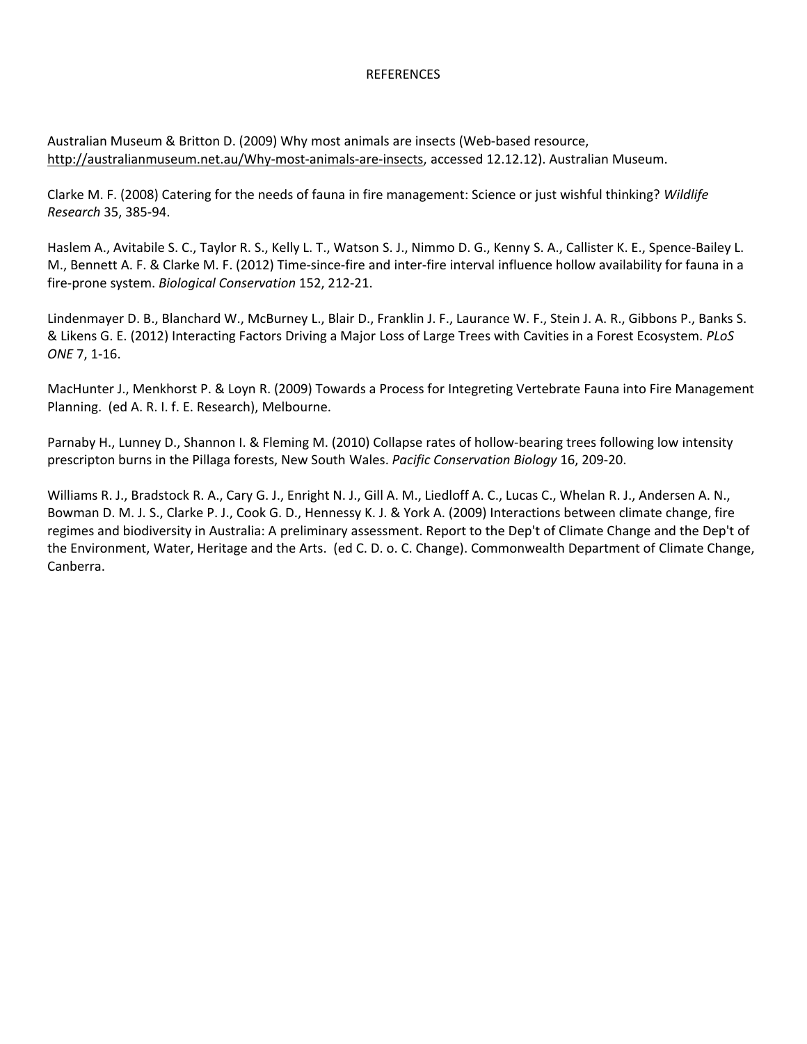# REFERENCES

Australian Museum & Britton D. (2009) Why most animals are insects (Web-based resource, http://australianmuseum.net.au/Why-most-animals-are-insects, accessed 12.12.12). Australian Museum.

Clarke M. F. (2008) Catering for the needs of fauna in fire management: Science or just wishful thinking? *Wildlife Research* 35, 385-94.

Haslem A., Avitabile S. C., Taylor R. S., Kelly L. T., Watson S. J., Nimmo D. G., Kenny S. A., Callister K. E., Spence-Bailey L. M., Bennett A. F. & Clarke M. F. (2012) Time-since-fire and inter-fire interval influence hollow availability for fauna in a fire-prone system. *Biological Conservation* 152, 212-21.

Lindenmayer D. B., Blanchard W., McBurney L., Blair D., Franklin J. F., Laurance W. F., Stein J. A. R., Gibbons P., Banks S. & Likens G. E. (2012) Interacting Factors Driving a Major Loss of Large Trees with Cavities in a Forest Ecosystem. *PLoS ONE* 7, 1-16.

MacHunter J., Menkhorst P. & Loyn R. (2009) Towards a Process for Integreting Vertebrate Fauna into Fire Management Planning. (ed A. R. I. f. E. Research), Melbourne.

Parnaby H., Lunney D., Shannon I. & Fleming M. (2010) Collapse rates of hollow-bearing trees following low intensity prescripton burns in the Pillaga forests, New South Wales. *Pacific Conservation Biology* 16, 209-20.

Williams R. J., Bradstock R. A., Cary G. J., Enright N. J., Gill A. M., Liedloff A. C., Lucas C., Whelan R. J., Andersen A. N., Bowman D. M. J. S., Clarke P. J., Cook G. D., Hennessy K. J. & York A. (2009) Interactions between climate change, fire regimes and biodiversity in Australia: A preliminary assessment. Report to the Dep't of Climate Change and the Dep't of the Environment, Water, Heritage and the Arts. (ed C. D. o. C. Change). Commonwealth Department of Climate Change, Canberra.